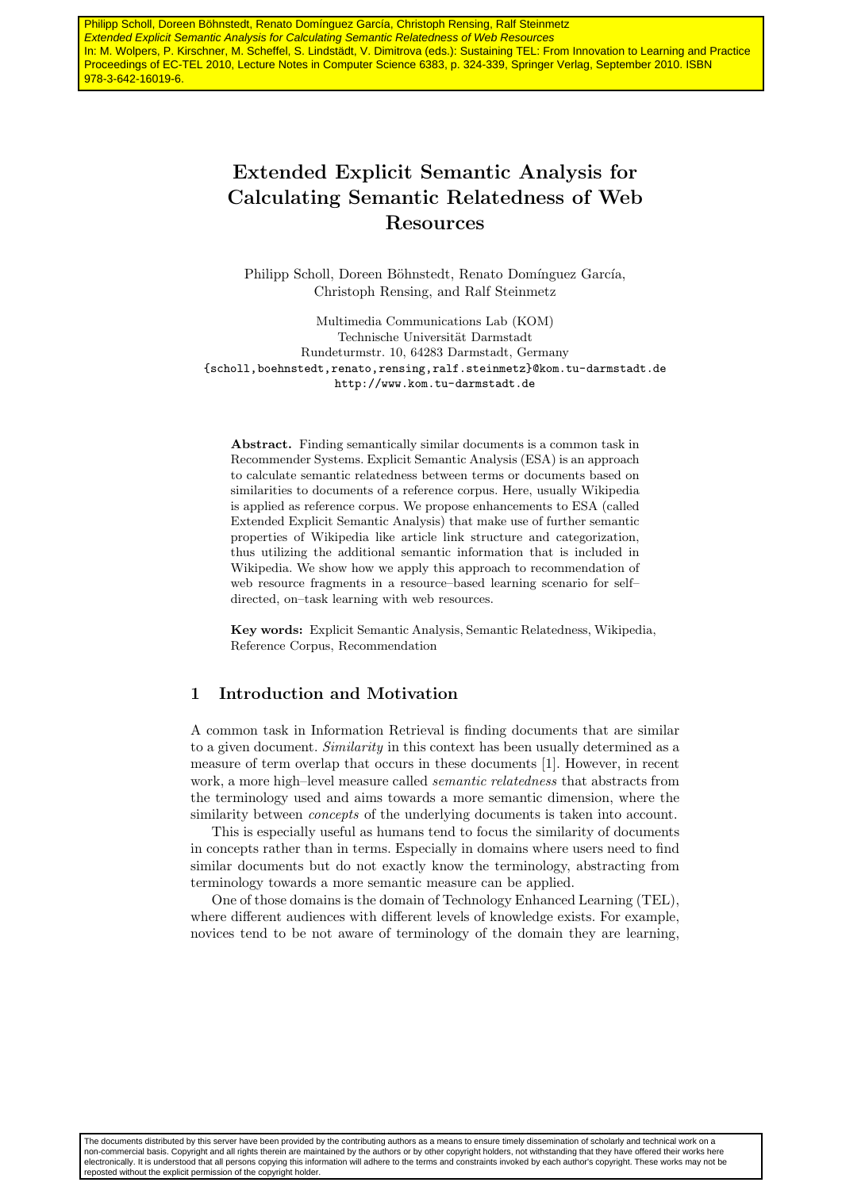Philipp Scholl, Doreen Böhnstedt, Renato Domínguez García, Christoph Rensing, Ralf Steinmetz
*Extended Explicit Semantic Analysis for Calculating Semantic Relatedness of Web Resources*
In: M. Wolpers, P. Kirschner, M. Scheffel, S. Lindstädt, V. Dimitrova (eds.): Sustaining TEL: From Innovation to Learning and Practice Proceedings of EC-TEL 2010, Lecture Notes in Computer Science 6383, p. 324-339, Springer Verlag, September 2010. ISBN 978-3-642-16019-6.

# Extended Explicit Semantic Analysis for Calculating Semantic Relatedness of Web Resources

Philipp Scholl, Doreen Böhnstedt, Renato Domínguez García, Christoph Rensing, and Ralf Steinmetz

Multimedia Communications Lab (KOM)
Technische Universität Darmstadt
Rundeturmstr. 10, 64283 Darmstadt, Germany
{scholl,boehnstedt,renato,rensing,ralf.steinmetz}@kom.tu-darmstadt.de
http://www.kom.tu-darmstadt.de

**Abstract.** Finding semantically similar documents is a common task in Recommender Systems. Explicit Semantic Analysis (ESA) is an approach to calculate semantic relatedness between terms or documents based on similarities to documents of a reference corpus. Here, usually Wikipedia is applied as reference corpus. We propose enhancements to ESA (called Extended Explicit Semantic Analysis) that make use of further semantic properties of Wikipedia like article link structure and categorization, thus utilizing the additional semantic information that is included in Wikipedia. We show how we apply this approach to recommendation of web resource fragments in a resource–based learning scenario for self–directed, on–task learning with web resources.

**Key words:** Explicit Semantic Analysis, Semantic Relatedness, Wikipedia, Reference Corpus, Recommendation

## 1 Introduction and Motivation

A common task in Information Retrieval is finding documents that are similar to a given document. *Similarity* in this context has been usually determined as a measure of term overlap that occurs in these documents [1]. However, in recent work, a more high–level measure called *semantic relatedness* that abstracts from the terminology used and aims towards a more semantic dimension, where the similarity between *concepts* of the underlying documents is taken into account.

This is especially useful as humans tend to focus the similarity of documents in concepts rather than in terms. Especially in domains where users need to find similar documents but do not exactly know the terminology, abstracting from terminology towards a more semantic measure can be applied.

One of those domains is the domain of Technology Enhanced Learning (TEL), where different audiences with different levels of knowledge exists. For example, novices tend to be not aware of terminology of the domain they are learning,

The documents distributed by this server have been provided by the contributing authors as a means to ensure timely dissemination of scholarly and technical work on a non-commercial basis. Copyright and all rights therein are maintained by the authors or by other copyright holders, not withstanding that they have offered their works here electronically. It is understood that all persons copying this information will adhere to the terms and constraints invoked by each author's copyright. These works may not be reposted without the explicit permission of the copyright holder.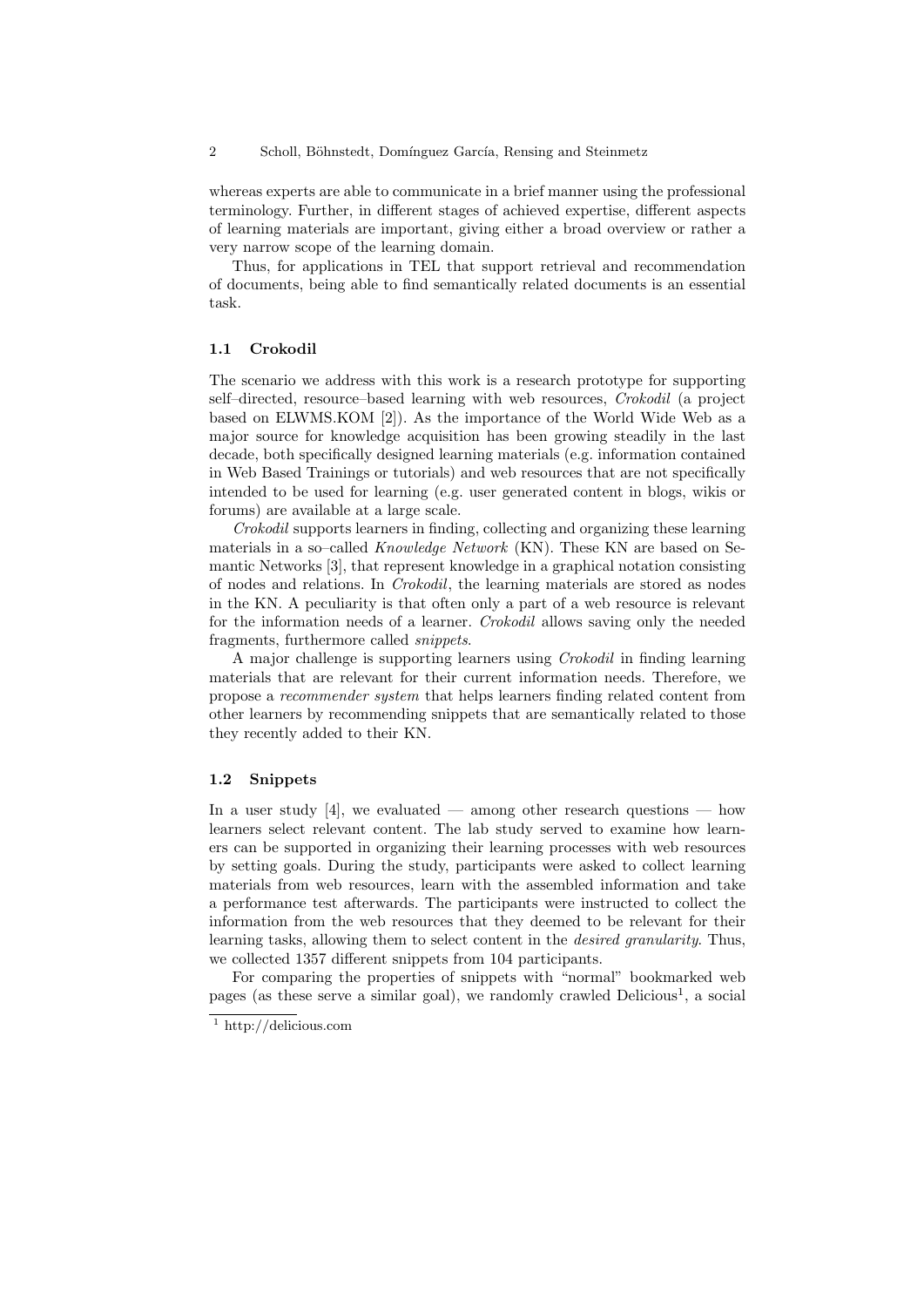whereas experts are able to communicate in a brief manner using the professional terminology. Further, in different stages of achieved expertise, different aspects of learning materials are important, giving either a broad overview or rather a very narrow scope of the learning domain.

Thus, for applications in TEL that support retrieval and recommendation of documents, being able to find semantically related documents is an essential task.

### 1.1 Crokodil

The scenario we address with this work is a research prototype for supporting self–directed, resource–based learning with web resources, *Crokodil* (a project based on ELWMS.KOM [2]). As the importance of the World Wide Web as a major source for knowledge acquisition has been growing steadily in the last decade, both specifically designed learning materials (e.g. information contained in Web Based Trainings or tutorials) and web resources that are not specifically intended to be used for learning (e.g. user generated content in blogs, wikis or forums) are available at a large scale.

*Crokodil* supports learners in finding, collecting and organizing these learning materials in a so–called *Knowledge Network* (KN). These KN are based on Semantic Networks [3], that represent knowledge in a graphical notation consisting of nodes and relations. In *Crokodil*, the learning materials are stored as nodes in the KN. A peculiarity is that often only a part of a web resource is relevant for the information needs of a learner. *Crokodil* allows saving only the needed fragments, furthermore called *snippets*.

A major challenge is supporting learners using *Crokodil* in finding learning materials that are relevant for their current information needs. Therefore, we propose a *recommender system* that helps learners finding related content from other learners by recommending snippets that are semantically related to those they recently added to their KN.

### 1.2 Snippets

In a user study [4], we evaluated — among other research questions — how learners select relevant content. The lab study served to examine how learners can be supported in organizing their learning processes with web resources by setting goals. During the study, participants were asked to collect learning materials from web resources, learn with the assembled information and take a performance test afterwards. The participants were instructed to collect the information from the web resources that they deemed to be relevant for their learning tasks, allowing them to select content in the *desired granularity*. Thus, we collected 1357 different snippets from 104 participants.

For comparing the properties of snippets with "normal" bookmarked web pages (as these serve a similar goal), we randomly crawled Delicious[1], a social

[1] http://delicious.com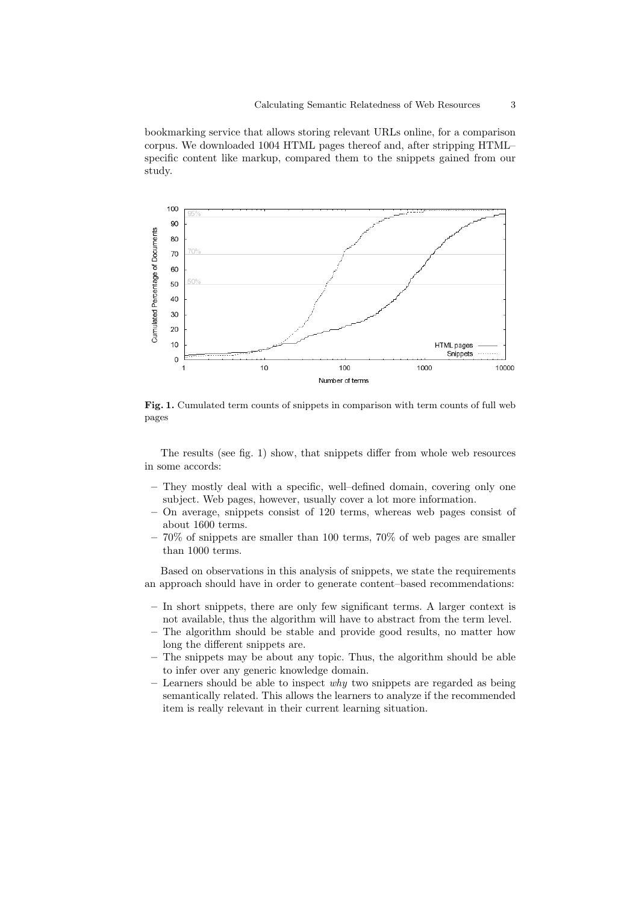bookmarking service that allows storing relevant URLs online, for a comparison corpus. We downloaded 1004 HTML pages thereof and, after stripping HTML–specific content like markup, compared them to the snippets gained from our study.

**Fig. 1.** Cumulated term counts of snippets in comparison with term counts of full web pages

The results (see fig. 1) show, that snippets differ from whole web resources in some accords:

- They mostly deal with a specific, well–defined domain, covering only one subject. Web pages, however, usually cover a lot more information.
- On average, snippets consist of 120 terms, whereas web pages consist of about 1600 terms.
- 70% of snippets are smaller than 100 terms, 70% of web pages are smaller than 1000 terms.

Based on observations in this analysis of snippets, we state the requirements an approach should have in order to generate content–based recommendations:

- In short snippets, there are only few significant terms. A larger context is not available, thus the algorithm will have to abstract from the term level.
- The algorithm should be stable and provide good results, no matter how long the different snippets are.
- The snippets may be about any topic. Thus, the algorithm should be able to infer over any generic knowledge domain.
- Learners should be able to inspect *why* two snippets are regarded as being semantically related. This allows the learners to analyze if the recommended item is really relevant in their current learning situation.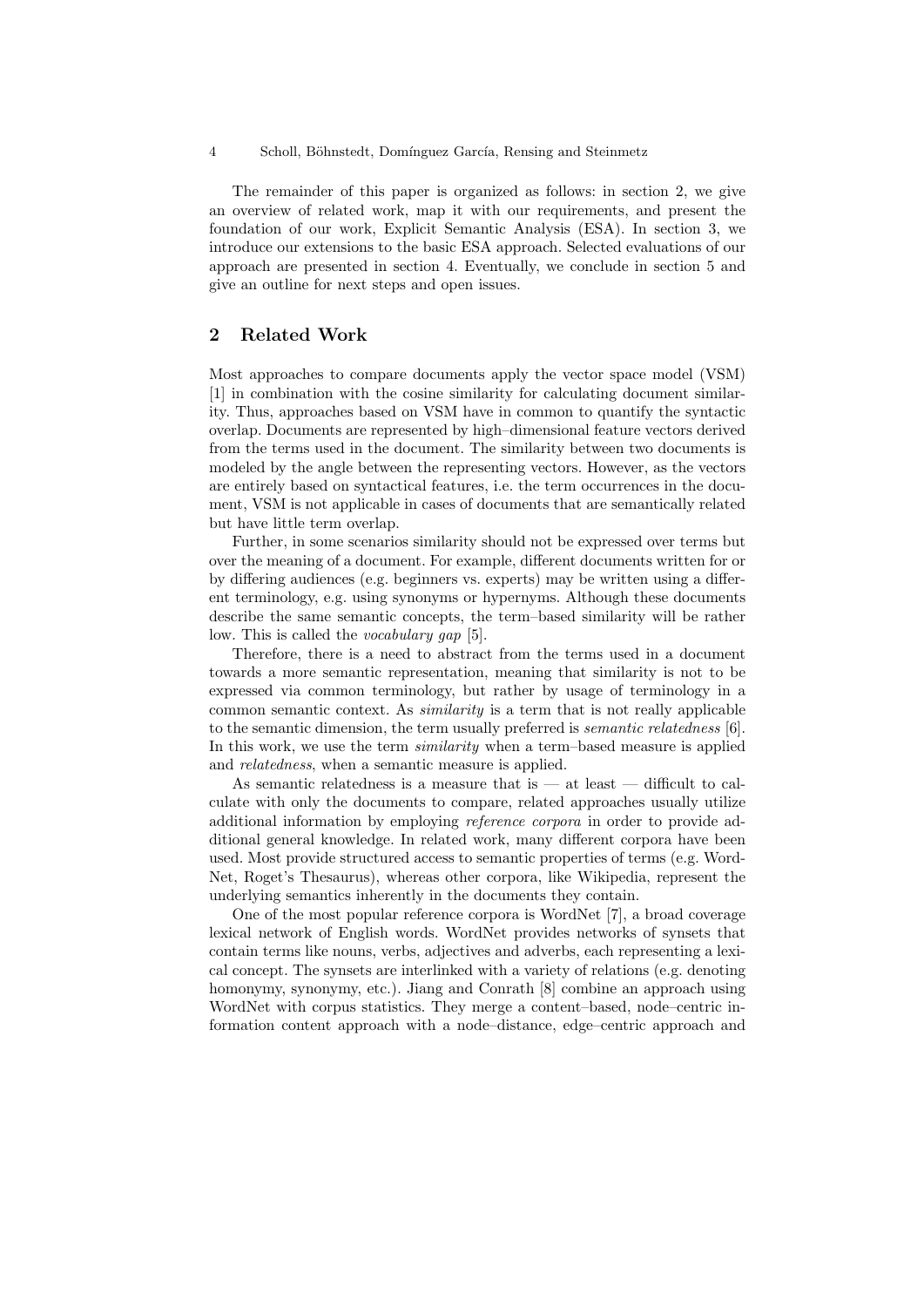The remainder of this paper is organized as follows: in section 2, we give an overview of related work, map it with our requirements, and present the foundation of our work, Explicit Semantic Analysis (ESA). In section 3, we introduce our extensions to the basic ESA approach. Selected evaluations of our approach are presented in section 4. Eventually, we conclude in section 5 and give an outline for next steps and open issues.

## 2 Related Work

Most approaches to compare documents apply the vector space model (VSM) [1] in combination with the cosine similarity for calculating document similarity. Thus, approaches based on VSM have in common to quantify the syntactic overlap. Documents are represented by high–dimensional feature vectors derived from the terms used in the document. The similarity between two documents is modeled by the angle between the representing vectors. However, as the vectors are entirely based on syntactical features, i.e. the term occurrences in the document, VSM is not applicable in cases of documents that are semantically related but have little term overlap.

Further, in some scenarios similarity should not be expressed over terms but over the meaning of a document. For example, different documents written for or by differing audiences (e.g. beginners vs. experts) may be written using a different terminology, e.g. using synonyms or hypernyms. Although these documents describe the same semantic concepts, the term–based similarity will be rather low. This is called the *vocabulary gap* [5].

Therefore, there is a need to abstract from the terms used in a document towards a more semantic representation, meaning that similarity is not to be expressed via common terminology, but rather by usage of terminology in a common semantic context. As *similarity* is a term that is not really applicable to the semantic dimension, the term usually preferred is *semantic relatedness* [6]. In this work, we use the term *similarity* when a term–based measure is applied and *relatedness*, when a semantic measure is applied.

As semantic relatedness is a measure that is — at least — difficult to calculate with only the documents to compare, related approaches usually utilize additional information by employing *reference corpora* in order to provide additional general knowledge. In related work, many different corpora have been used. Most provide structured access to semantic properties of terms (e.g. WordNet, Roget's Thesaurus), whereas other corpora, like Wikipedia, represent the underlying semantics inherently in the documents they contain.

One of the most popular reference corpora is WordNet [7], a broad coverage lexical network of English words. WordNet provides networks of synsets that contain terms like nouns, verbs, adjectives and adverbs, each representing a lexical concept. The synsets are interlinked with a variety of relations (e.g. denoting homonymy, synonymy, etc.). Jiang and Conrath [8] combine an approach using WordNet with corpus statistics. They merge a content–based, node–centric information content approach with a node–distance, edge–centric approach and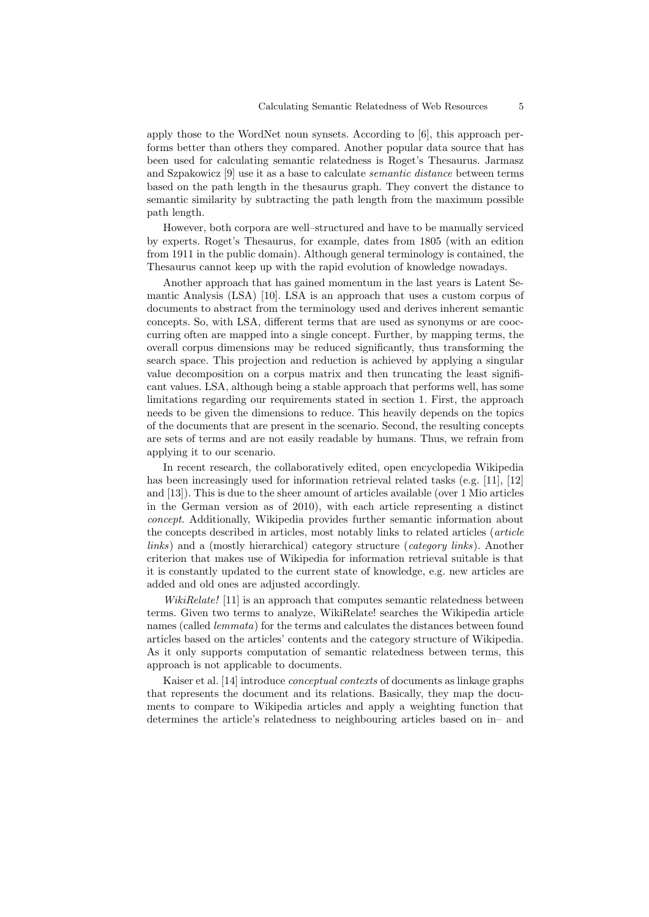apply those to the WordNet noun synsets. According to [6], this approach performs better than others they compared. Another popular data source that has been used for calculating semantic relatedness is Roget's Thesaurus. Jarmasz and Szpakowicz [9] use it as a base to calculate *semantic distance* between terms based on the path length in the thesaurus graph. They convert the distance to semantic similarity by subtracting the path length from the maximum possible path length.

However, both corpora are well–structured and have to be manually serviced by experts. Roget's Thesaurus, for example, dates from 1805 (with an edition from 1911 in the public domain). Although general terminology is contained, the Thesaurus cannot keep up with the rapid evolution of knowledge nowadays.

Another approach that has gained momentum in the last years is Latent Semantic Analysis (LSA) [10]. LSA is an approach that uses a custom corpus of documents to abstract from the terminology used and derives inherent semantic concepts. So, with LSA, different terms that are used as synonyms or are cooccurring often are mapped into a single concept. Further, by mapping terms, the overall corpus dimensions may be reduced significantly, thus transforming the search space. This projection and reduction is achieved by applying a singular value decomposition on a corpus matrix and then truncating the least significant values. LSA, although being a stable approach that performs well, has some limitations regarding our requirements stated in section 1. First, the approach needs to be given the dimensions to reduce. This heavily depends on the topics of the documents that are present in the scenario. Second, the resulting concepts are sets of terms and are not easily readable by humans. Thus, we refrain from applying it to our scenario.

In recent research, the collaboratively edited, open encyclopedia Wikipedia has been increasingly used for information retrieval related tasks (e.g. [11], [12] and [13]). This is due to the sheer amount of articles available (over 1 Mio articles in the German version as of 2010), with each article representing a distinct *concept*. Additionally, Wikipedia provides further semantic information about the concepts described in articles, most notably links to related articles (*article links*) and a (mostly hierarchical) category structure (*category links*). Another criterion that makes use of Wikipedia for information retrieval suitable is that it is constantly updated to the current state of knowledge, e.g. new articles are added and old ones are adjusted accordingly.

*WikiRelate!* [11] is an approach that computes semantic relatedness between terms. Given two terms to analyze, WikiRelate! searches the Wikipedia article names (called *lemmata*) for the terms and calculates the distances between found articles based on the articles' contents and the category structure of Wikipedia. As it only supports computation of semantic relatedness between terms, this approach is not applicable to documents.

Kaiser et al. [14] introduce *conceptual contexts* of documents as linkage graphs that represents the document and its relations. Basically, they map the documents to compare to Wikipedia articles and apply a weighting function that determines the article's relatedness to neighbouring articles based on in– and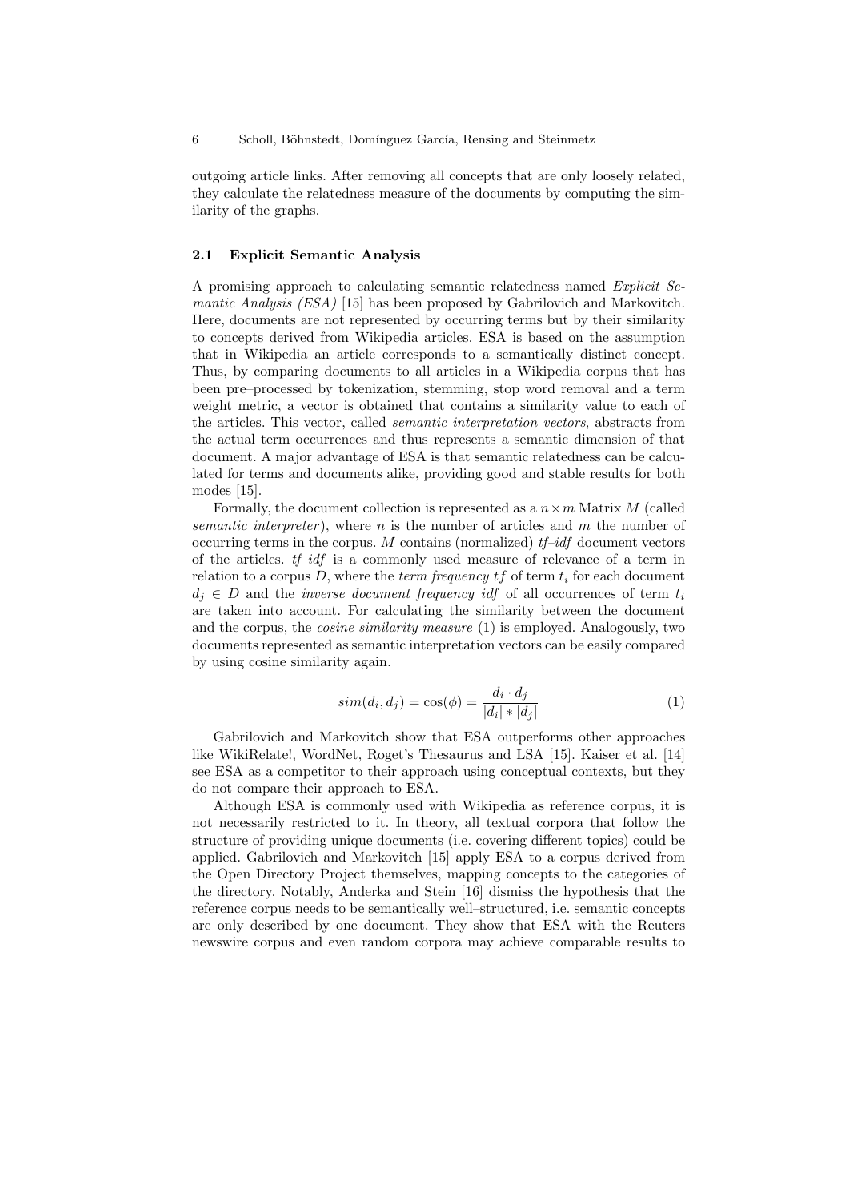outgoing article links. After removing all concepts that are only loosely related, they calculate the relatedness measure of the documents by computing the similarity of the graphs.

### 2.1 Explicit Semantic Analysis

A promising approach to calculating semantic relatedness named *Explicit Semantic Analysis (ESA)* [15] has been proposed by Gabrilovich and Markovitch. Here, documents are not represented by occurring terms but by their similarity to concepts derived from Wikipedia articles. ESA is based on the assumption that in Wikipedia an article corresponds to a semantically distinct concept. Thus, by comparing documents to all articles in a Wikipedia corpus that has been pre–processed by tokenization, stemming, stop word removal and a term weight metric, a vector is obtained that contains a similarity value to each of the articles. This vector, called *semantic interpretation vectors*, abstracts from the actual term occurrences and thus represents a semantic dimension of that document. A major advantage of ESA is that semantic relatedness can be calculated for terms and documents alike, providing good and stable results for both modes [15].

Formally, the document collection is represented as a $n \times m$ Matrix $M$ (called *semantic interpreter*), where $n$ is the number of articles and $m$ the number of occurring terms in the corpus. $M$ contains (normalized) *tf–idf* document vectors of the articles. *tf–idf* is a commonly used measure of relevance of a term in relation to a corpus $D$, where the *term frequency* $tf$ of term $t_i$ for each document $d_j \in D$ and the *inverse document frequency* $idf$ of all occurrences of term $t_i$ are taken into account. For calculating the similarity between the document and the corpus, the *cosine similarity measure* (1) is employed. Analogously, two documents represented as semantic interpretation vectors can be easily compared by using cosine similarity again.

$$sim(d_i, d_j) = \cos(\phi) = \frac{d_i \cdot d_j}{|d_i| * |d_j|} \tag{1}$$

Gabrilovich and Markovitch show that ESA outperforms other approaches like WikiRelate!, WordNet, Roget's Thesaurus and LSA [15]. Kaiser et al. [14] see ESA as a competitor to their approach using conceptual contexts, but they do not compare their approach to ESA.

Although ESA is commonly used with Wikipedia as reference corpus, it is not necessarily restricted to it. In theory, all textual corpora that follow the structure of providing unique documents (i.e. covering different topics) could be applied. Gabrilovich and Markovitch [15] apply ESA to a corpus derived from the Open Directory Project themselves, mapping concepts to the categories of the directory. Notably, Anderka and Stein [16] dismiss the hypothesis that the reference corpus needs to be semantically well–structured, i.e. semantic concepts are only described by one document. They show that ESA with the Reuters newswire corpus and even random corpora may achieve comparable results to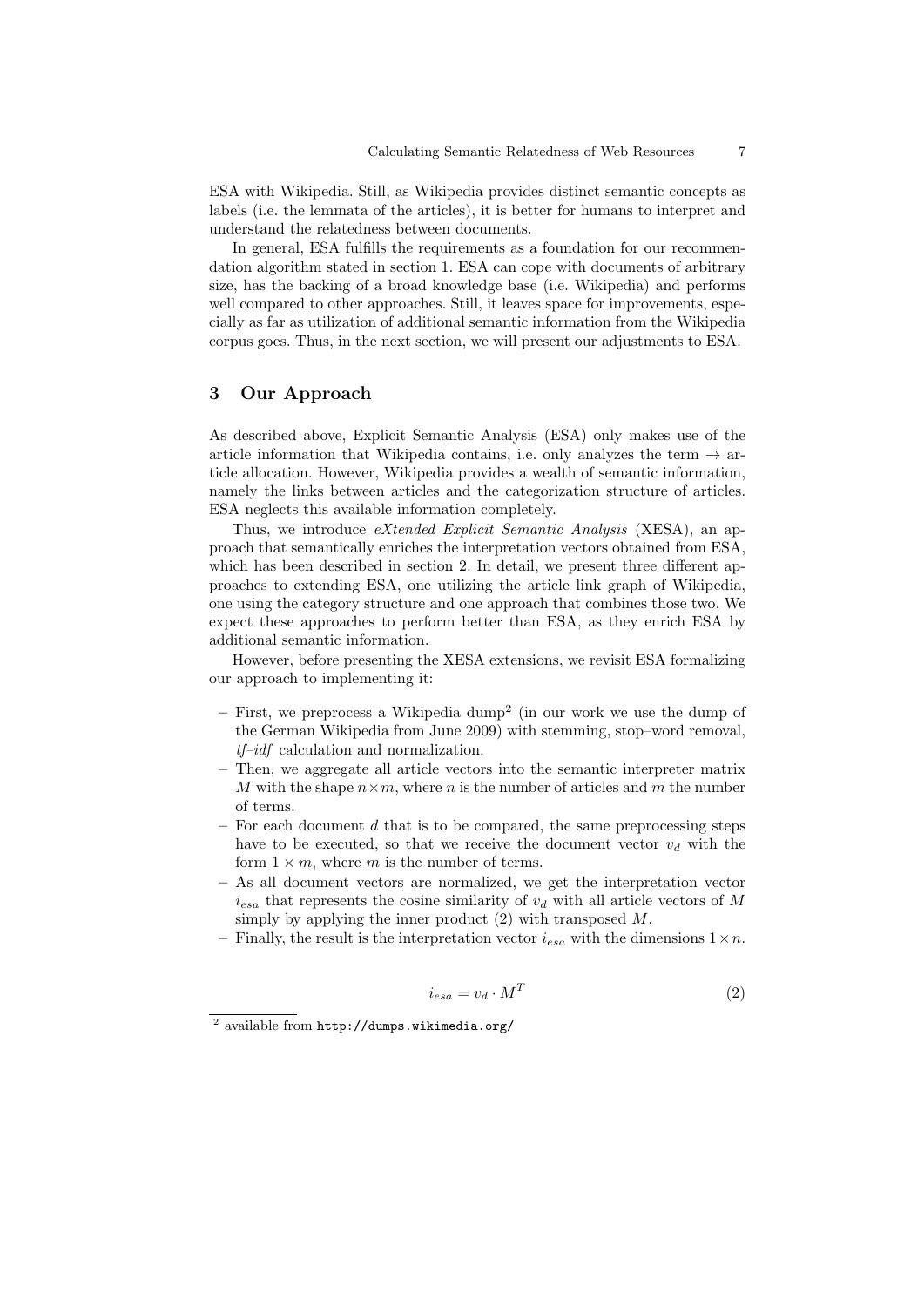ESA with Wikipedia. Still, as Wikipedia provides distinct semantic concepts as labels (i.e. the lemmata of the articles), it is better for humans to interpret and understand the relatedness between documents.

In general, ESA fulfills the requirements as a foundation for our recommendation algorithm stated in section 1. ESA can cope with documents of arbitrary size, has the backing of a broad knowledge base (i.e. Wikipedia) and performs well compared to other approaches. Still, it leaves space for improvements, especially as far as utilization of additional semantic information from the Wikipedia corpus goes. Thus, in the next section, we will present our adjustments to ESA.

## 3 Our Approach

As described above, Explicit Semantic Analysis (ESA) only makes use of the article information that Wikipedia contains, i.e. only analyzes the term → article allocation. However, Wikipedia provides a wealth of semantic information, namely the links between articles and the categorization structure of articles. ESA neglects this available information completely.

Thus, we introduce *eXtended Explicit Semantic Analysis* (XESA), an approach that semantically enriches the interpretation vectors obtained from ESA, which has been described in section 2. In detail, we present three different approaches to extending ESA, one utilizing the article link graph of Wikipedia, one using the category structure and one approach that combines those two. We expect these approaches to perform better than ESA, as they enrich ESA by additional semantic information.

However, before presenting the XESA extensions, we revisit ESA formalizing our approach to implementing it:

- First, we preprocess a Wikipedia dump[2] (in our work we use the dump of the German Wikipedia from June 2009) with stemming, stop–word removal, *tf–idf* calculation and normalization.
- Then, we aggregate all article vectors into the semantic interpreter matrix $M$ with the shape $n \times m$, where $n$ is the number of articles and $m$ the number of terms.
- For each document $d$ that is to be compared, the same preprocessing steps have to be executed, so that we receive the document vector $v_d$ with the form $1 \times m$, where $m$ is the number of terms.
- As all document vectors are normalized, we get the interpretation vector $i_{esa}$ that represents the cosine similarity of $v_d$ with all article vectors of $M$ simply by applying the inner product (2) with transposed $M$.
- Finally, the result is the interpretation vector $i_{esa}$ with the dimensions $1 \times n$.

$$i_{esa} = v_d \cdot M^T \tag{2}$$

[2] available from http://dumps.wikimedia.org/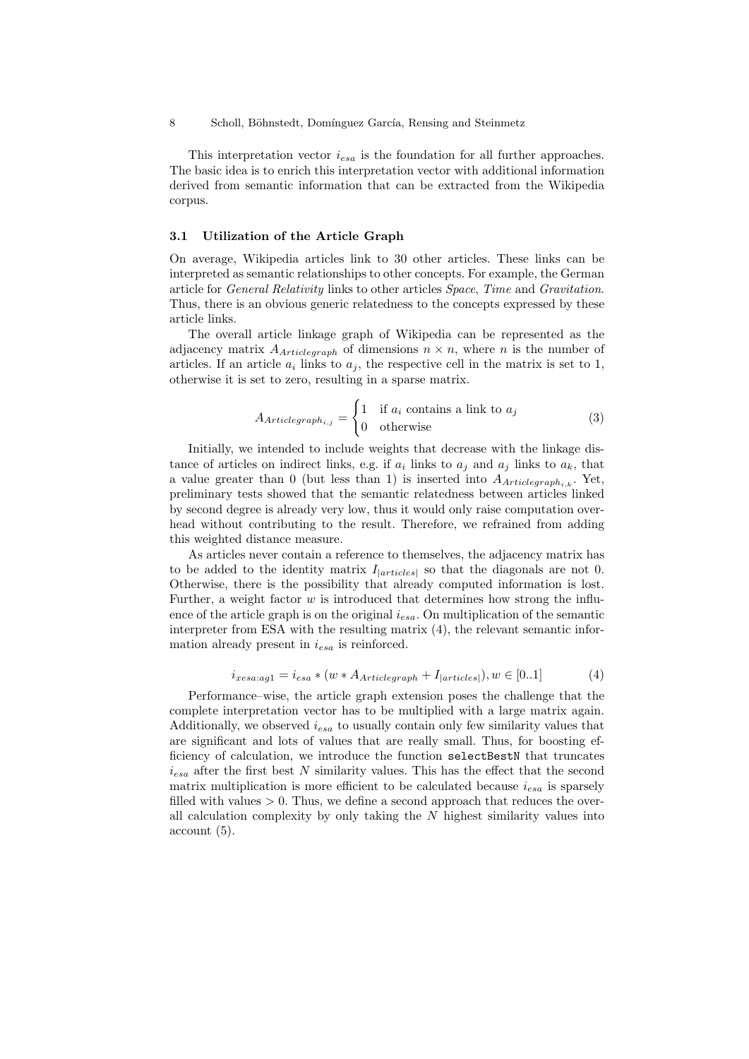This interpretation vector $i_{esa}$ is the foundation for all further approaches. The basic idea is to enrich this interpretation vector with additional information derived from semantic information that can be extracted from the Wikipedia corpus.

### 3.1 Utilization of the Article Graph

On average, Wikipedia articles link to 30 other articles. These links can be interpreted as semantic relationships to other concepts. For example, the German article for *General Relativity* links to other articles *Space*, *Time* and *Gravitation*. Thus, there is an obvious generic relatedness to the concepts expressed by these article links.

The overall article linkage graph of Wikipedia can be represented as the adjacency matrix $A_{Articlegraph}$ of dimensions $n \times n$, where $n$ is the number of articles. If an article $a_i$ links to $a_j$, the respective cell in the matrix is set to 1, otherwise it is set to zero, resulting in a sparse matrix.

$$A_{Articlegraph_{i,j}} = \begin{cases} 1 & \text{if } a_i \text{ contains a link to } a_j \\ 0 & \text{otherwise} \end{cases} \tag{3}$$

Initially, we intended to include weights that decrease with the linkage distance of articles on indirect links, e.g. if $a_i$ links to $a_j$ and $a_j$ links to $a_k$, that a value greater than 0 (but less than 1) is inserted into $A_{Articlegraph_{i,k}}$. Yet, preliminary tests showed that the semantic relatedness between articles linked by second degree is already very low, thus it would only raise computation overhead without contributing to the result. Therefore, we refrained from adding this weighted distance measure.

As articles never contain a reference to themselves, the adjacency matrix has to be added to the identity matrix $I_{|articles|}$ so that the diagonals are not 0. Otherwise, there is the possibility that already computed information is lost. Further, a weight factor $w$ is introduced that determines how strong the influence of the article graph is on the original $i_{esa}$. On multiplication of the semantic interpreter from ESA with the resulting matrix (4), the relevant semantic information already present in $i_{esa}$ is reinforced.

$$i_{xesa:ag1} = i_{esa} * (w * A_{Articlegraph} + I_{|articles|}), w \in [0..1] \tag{4}$$

Performance–wise, the article graph extension poses the challenge that the complete interpretation vector has to be multiplied with a large matrix again. Additionally, we observed $i_{esa}$ to usually contain only few similarity values that are significant and lots of values that are really small. Thus, for boosting efficiency of calculation, we introduce the function `selectBestN` that truncates $i_{esa}$ after the first best $N$ similarity values. This has the effect that the second matrix multiplication is more efficient to be calculated because $i_{esa}$ is sparsely filled with values $> 0$. Thus, we define a second approach that reduces the overall calculation complexity by only taking the $N$ highest similarity values into account (5).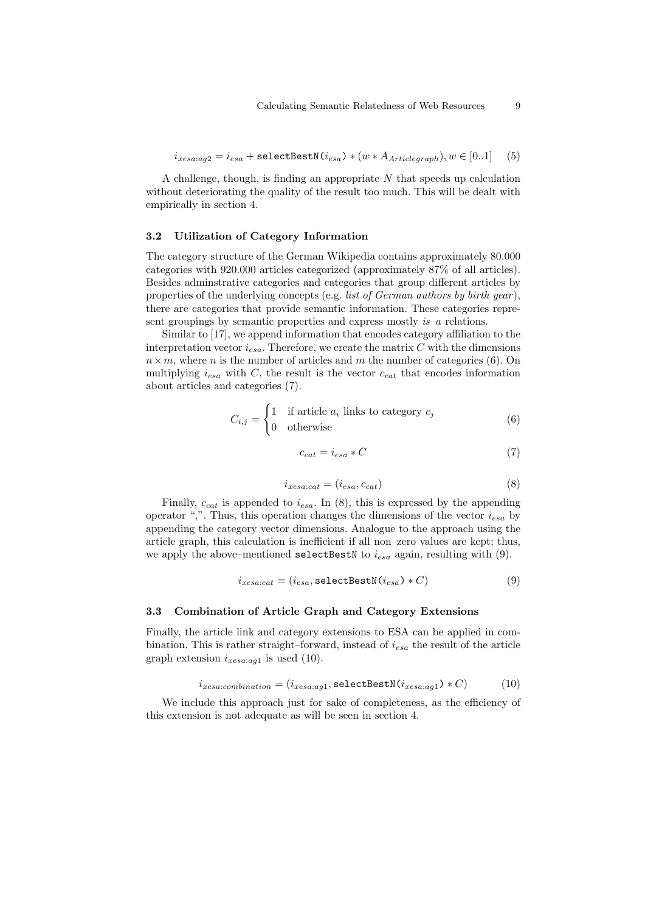$$i_{xesa:ag2} = i_{esa} + \texttt{selectBestN}(i_{esa}) * (w * A_{Articlegraph}), w \in [0..1] \quad (5)$$

A challenge, though, is finding an appropriate $N$ that speeds up calculation without deteriorating the quality of the result too much. This will be dealt with empirically in section 4.

### 3.2 Utilization of Category Information

The category structure of the German Wikipedia contains approximately 80.000 categories with 920.000 articles categorized (approximately 87% of all articles). Besides adminstrative categories and categories that group different articles by properties of the underlying concepts (e.g. *list of German authors by birth year*), there are categories that provide semantic information. These categories represent groupings by semantic properties and express mostly *is–a* relations.

Similar to [17], we append information that encodes category affiliation to the interpretation vector $i_{esa}$. Therefore, we create the matrix $C$ with the dimensions $n \times m$, where $n$ is the number of articles and $m$ the number of categories (6). On multiplying $i_{esa}$ with $C$, the result is the vector $c_{cat}$ that encodes information about articles and categories (7).

$$C_{i,j} = \begin{cases} 1 & \text{if article } a_i \text{ links to category } c_j \\ 0 & \text{otherwise} \end{cases} \quad (6)$$

$$c_{cat} = i_{esa} * C \quad (7)$$

$$i_{xesa:cat} = (i_{esa}, c_{cat}) \quad (8)$$

Finally, $c_{cat}$ is appended to $i_{esa}$. In (8), this is expressed by the appending operator ",". Thus, this operation changes the dimensions of the vector $i_{esa}$ by appending the category vector dimensions. Analogue to the approach using the article graph, this calculation is inefficient if all non–zero values are kept; thus, we apply the above–mentioned `selectBestN` to $i_{esa}$ again, resulting with (9).

$$i_{xesa:cat} = (i_{esa}, \texttt{selectBestN}(i_{esa}) * C) \quad (9)$$

### 3.3 Combination of Article Graph and Category Extensions

Finally, the article link and category extensions to ESA can be applied in combination. This is rather straight–forward, instead of $i_{esa}$ the result of the article graph extension $i_{xesa:ag1}$ is used (10).

$$i_{xesa:combination} = (i_{xesa:ag1}, \texttt{selectBestN}(i_{xesa:ag1}) * C) \quad (10)$$

We include this approach just for sake of completeness, as the efficiency of this extension is not adequate as will be seen in section 4.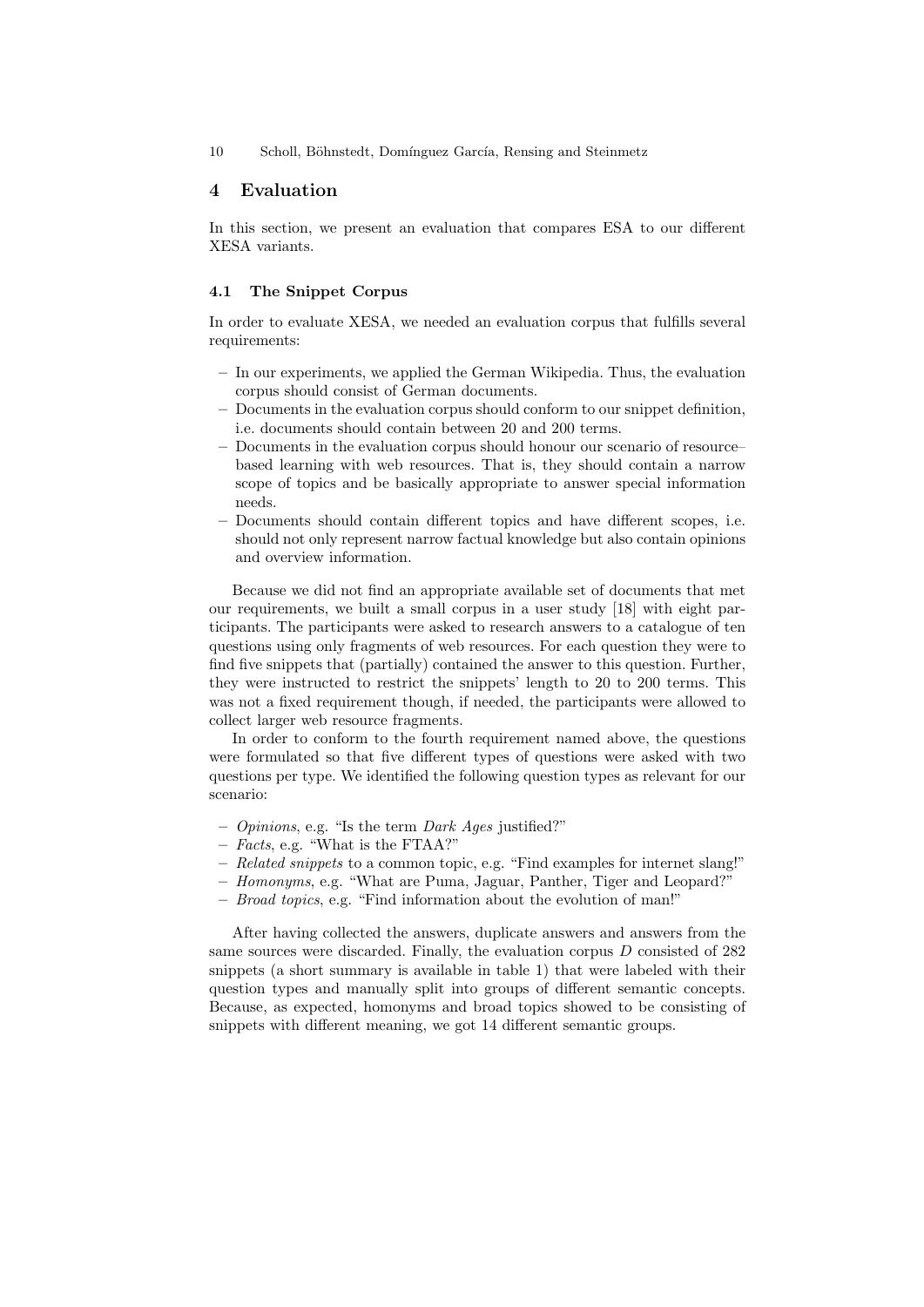## 4 Evaluation

In this section, we present an evaluation that compares ESA to our different XESA variants.

### 4.1 The Snippet Corpus

In order to evaluate XESA, we needed an evaluation corpus that fulfills several requirements:

- In our experiments, we applied the German Wikipedia. Thus, the evaluation corpus should consist of German documents.
- Documents in the evaluation corpus should conform to our snippet definition, i.e. documents should contain between 20 and 200 terms.
- Documents in the evaluation corpus should honour our scenario of resource–based learning with web resources. That is, they should contain a narrow scope of topics and be basically appropriate to answer special information needs.
- Documents should contain different topics and have different scopes, i.e. should not only represent narrow factual knowledge but also contain opinions and overview information.

Because we did not find an appropriate available set of documents that met our requirements, we built a small corpus in a user study [18] with eight participants. The participants were asked to research answers to a catalogue of ten questions using only fragments of web resources. For each question they were to find five snippets that (partially) contained the answer to this question. Further, they were instructed to restrict the snippets' length to 20 to 200 terms. This was not a fixed requirement though, if needed, the participants were allowed to collect larger web resource fragments.

In order to conform to the fourth requirement named above, the questions were formulated so that five different types of questions were asked with two questions per type. We identified the following question types as relevant for our scenario:

- *Opinions*, e.g. "Is the term *Dark Ages* justified?"
- *Facts*, e.g. "What is the FTAA?"
- *Related snippets* to a common topic, e.g. "Find examples for internet slang!"
- *Homonyms*, e.g. "What are Puma, Jaguar, Panther, Tiger and Leopard?"
- *Broad topics*, e.g. "Find information about the evolution of man!"

After having collected the answers, duplicate answers and answers from the same sources were discarded. Finally, the evaluation corpus $D$ consisted of 282 snippets (a short summary is available in table 1) that were labeled with their question types and manually split into groups of different semantic concepts. Because, as expected, homonyms and broad topics showed to be consisting of snippets with different meaning, we got 14 different semantic groups.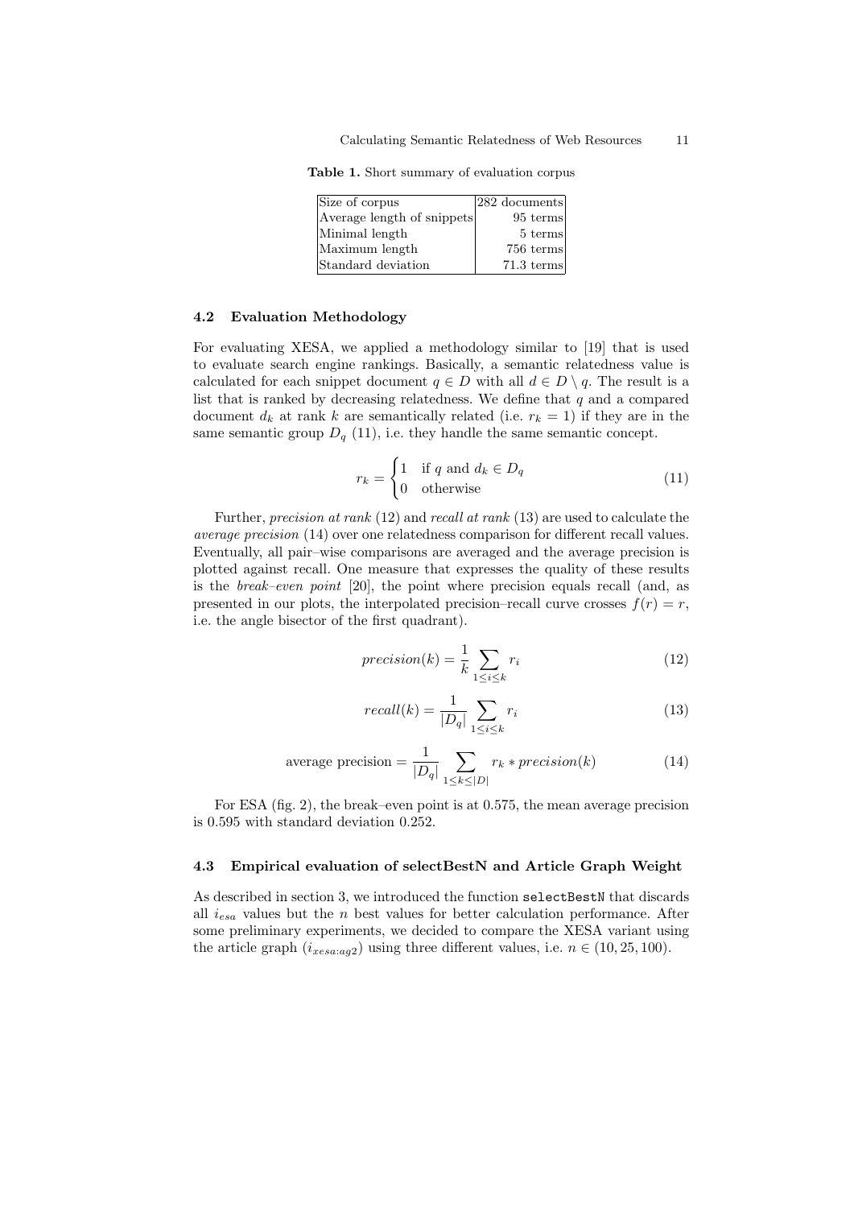**Table 1.** Short summary of evaluation corpus

| | |
|---|---|
| Size of corpus | 282 documents |
| Average length of snippets | 95 terms |
| Minimal length | 5 terms |
| Maximum length | 756 terms |
| Standard deviation | 71.3 terms |

### 4.2 Evaluation Methodology

For evaluating XESA, we applied a methodology similar to [19] that is used to evaluate search engine rankings. Basically, a semantic relatedness value is calculated for each snippet document $q \in D$ with all $d \in D \setminus q$. The result is a list that is ranked by decreasing relatedness. We define that $q$ and a compared document $d_k$ at rank $k$ are semantically related (i.e. $r_k = 1$) if they are in the same semantic group $D_q$ (11), i.e. they handle the same semantic concept.

$$r_k = \begin{cases} 1 & \text{if } q \text{ and } d_k \in D_q \\ 0 & \text{otherwise} \end{cases} \tag{11}$$

Further, *precision at rank* (12) and *recall at rank* (13) are used to calculate the *average precision* (14) over one relatedness comparison for different recall values. Eventually, all pair–wise comparisons are averaged and the average precision is plotted against recall. One measure that expresses the quality of these results is the *break–even point* [20], the point where precision equals recall (and, as presented in our plots, the interpolated precision–recall curve crosses $f(r) = r$, i.e. the angle bisector of the first quadrant).

$$precision(k) = \frac{1}{k} \sum_{1 \leq i \leq k} r_i \tag{12}$$

$$recall(k) = \frac{1}{|D_q|} \sum_{1 \leq i \leq k} r_i \tag{13}$$

$$\text{average precision} = \frac{1}{|D_q|} \sum_{1 \leq k \leq |D|} r_k * precision(k) \tag{14}$$

For ESA (fig. 2), the break–even point is at 0.575, the mean average precision is 0.595 with standard deviation 0.252.

### 4.3 Empirical evaluation of selectBestN and Article Graph Weight

As described in section 3, we introduced the function `selectBestN` that discards all $i_{esa}$ values but the $n$ best values for better calculation performance. After some preliminary experiments, we decided to compare the XESA variant using the article graph ($i_{xesa:ag2}$) using three different values, i.e. $n \in (10, 25, 100)$.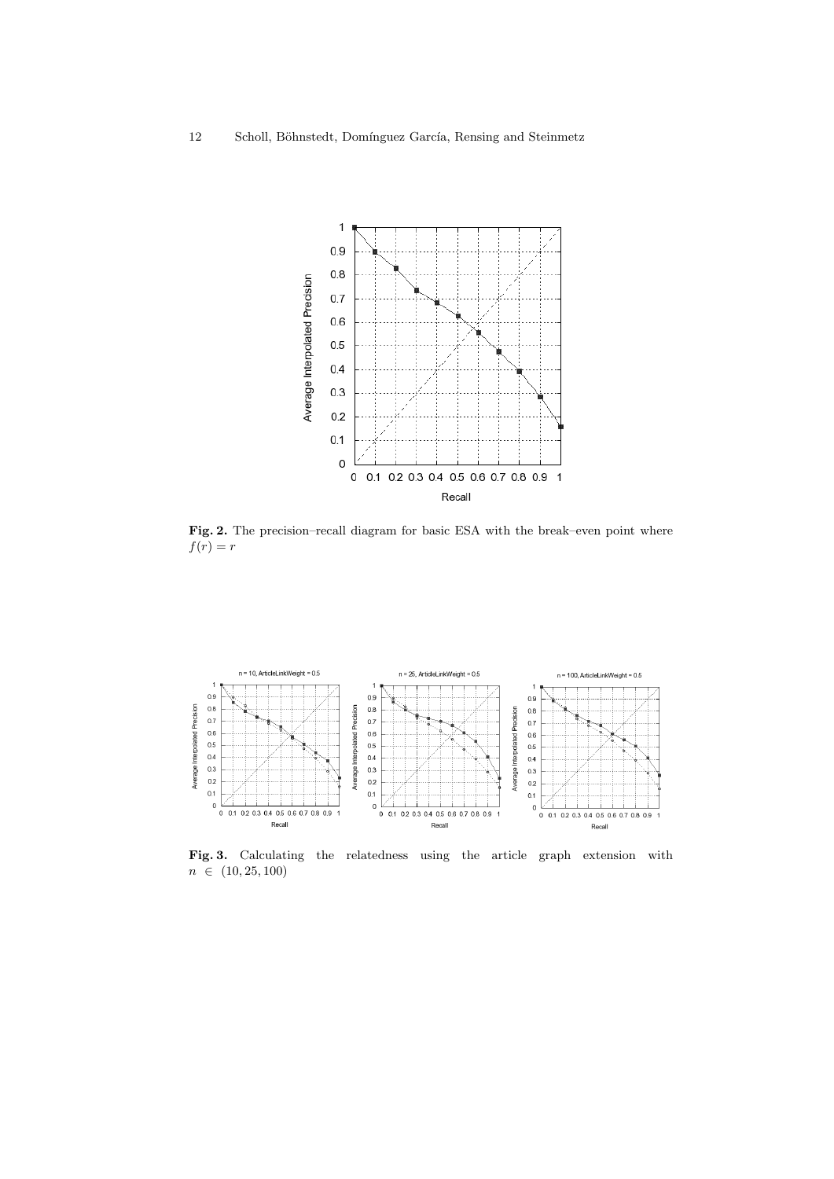**Fig. 2.** The precision–recall diagram for basic ESA with the break–even point where $f(r) = r$

**Fig. 3.** Calculating the relatedness using the article graph extension with $n \in (10, 25, 100)$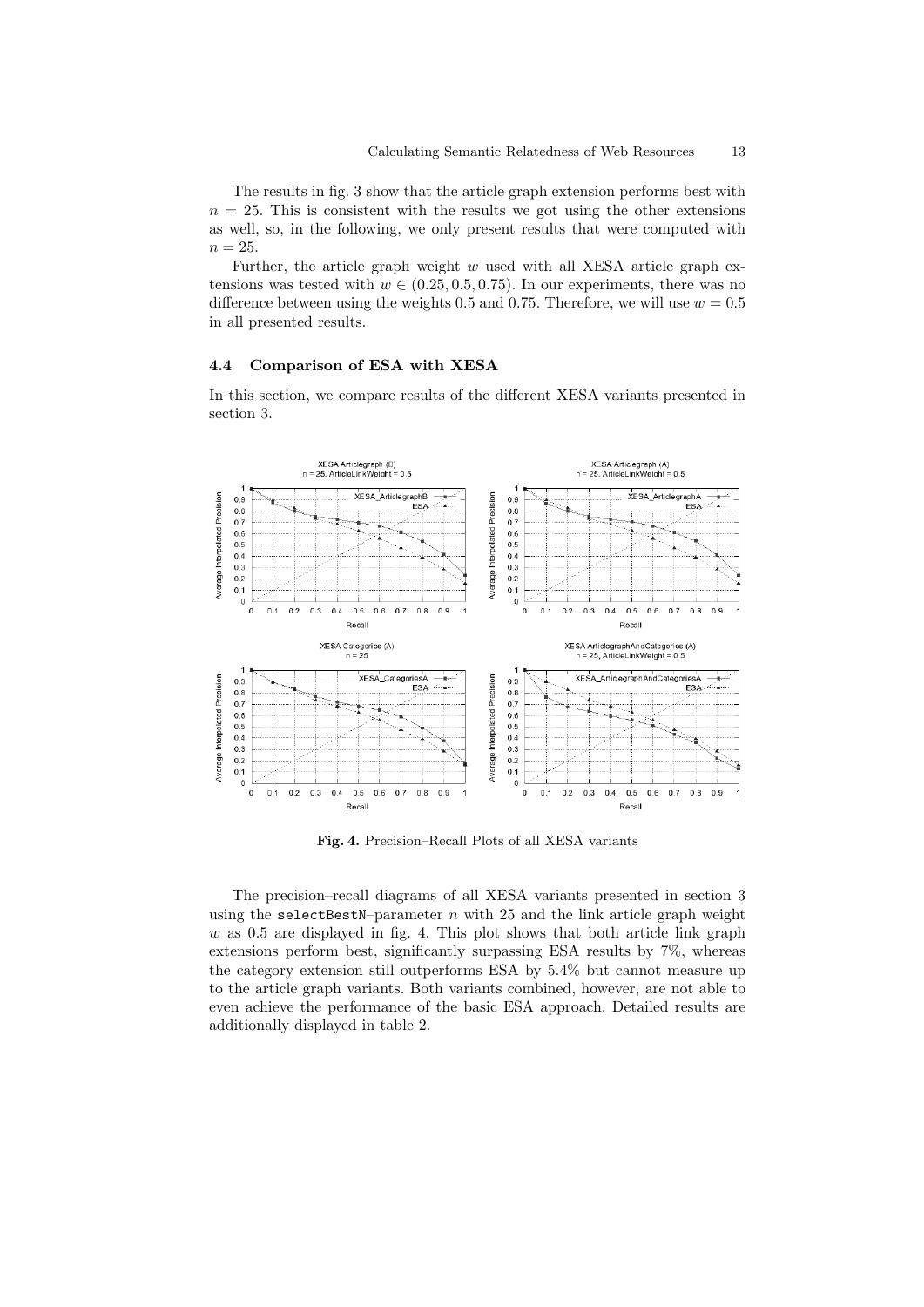The results in fig. 3 show that the article graph extension performs best with $n = 25$. This is consistent with the results we got using the other extensions as well, so, in the following, we only present results that were computed with $n = 25$.

Further, the article graph weight $w$ used with all XESA article graph extensions was tested with $w \in (0.25, 0.5, 0.75)$. In our experiments, there was no difference between using the weights 0.5 and 0.75. Therefore, we will use $w = 0.5$ in all presented results.

### 4.4 Comparison of ESA with XESA

In this section, we compare results of the different XESA variants presented in section 3.

**Fig. 4.** Precision–Recall Plots of all XESA variants

The precision–recall diagrams of all XESA variants presented in section 3 using the `selectBestN`–parameter $n$ with 25 and the link article graph weight $w$ as 0.5 are displayed in fig. 4. This plot shows that both article link graph extensions perform best, significantly surpassing ESA results by 7%, whereas the category extension still outperforms ESA by 5.4% but cannot measure up to the article graph variants. Both variants combined, however, are not able to even achieve the performance of the basic ESA approach. Detailed results are additionally displayed in table 2.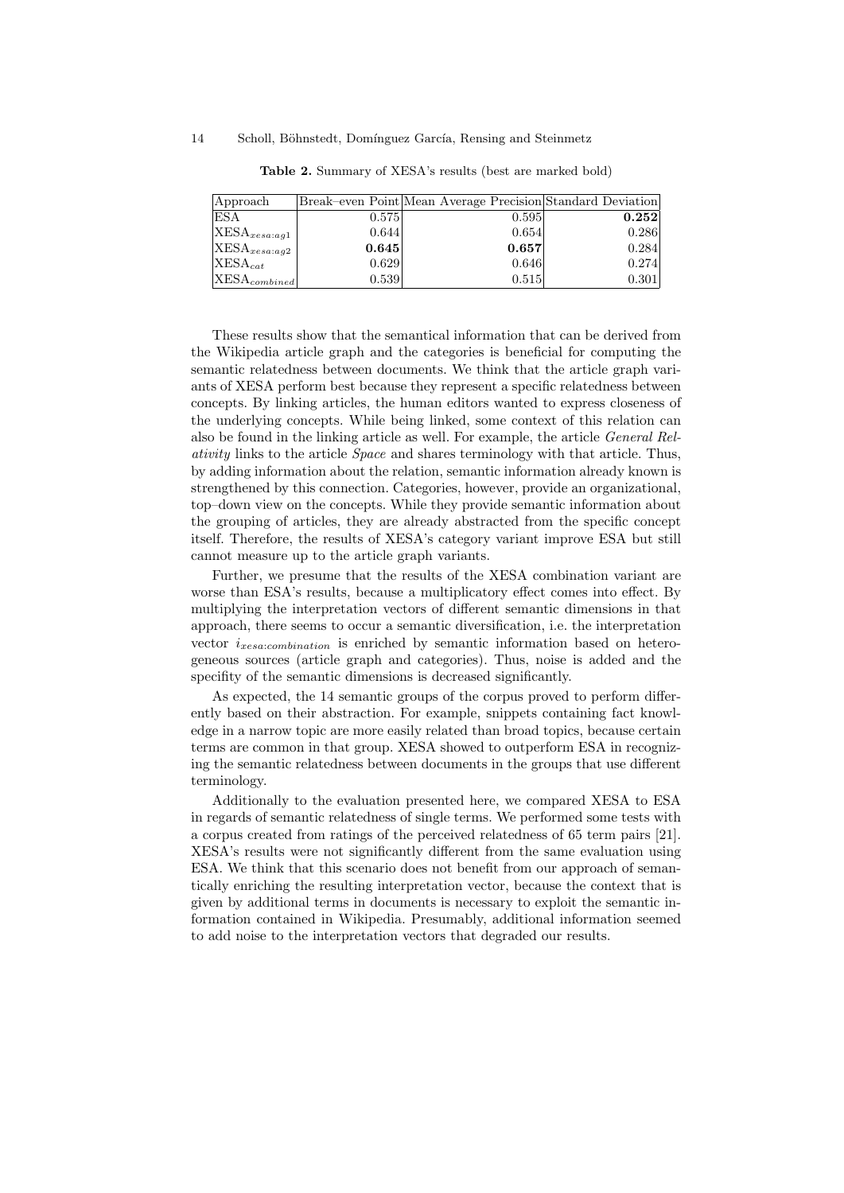**Table 2.** Summary of XESA's results (best are marked bold)

| Approach | Break–even Point | Mean Average Precision | Standard Deviation |
|---|---|---|---|
| ESA | 0.575 | 0.595 | **0.252** |
| $\text{XESA}_{xesa:ag1}$ | 0.644 | 0.654 | 0.286 |
| $\text{XESA}_{xesa:ag2}$ | **0.645** | **0.657** | 0.284 |
| $\text{XESA}_{cat}$ | 0.629 | 0.646 | 0.274 |
| $\text{XESA}_{combined}$ | 0.539 | 0.515 | 0.301 |

These results show that the semantical information that can be derived from the Wikipedia article graph and the categories is beneficial for computing the semantic relatedness between documents. We think that the article graph variants of XESA perform best because they represent a specific relatedness between concepts. By linking articles, the human editors wanted to express closeness of the underlying concepts. While being linked, some context of this relation can also be found in the linking article as well. For example, the article *General Relativity* links to the article *Space* and shares terminology with that article. Thus, by adding information about the relation, semantic information already known is strengthened by this connection. Categories, however, provide an organizational, top–down view on the concepts. While they provide semantic information about the grouping of articles, they are already abstracted from the specific concept itself. Therefore, the results of XESA's category variant improve ESA but still cannot measure up to the article graph variants.

Further, we presume that the results of the XESA combination variant are worse than ESA's results, because a multiplicatory effect comes into effect. By multiplying the interpretation vectors of different semantic dimensions in that approach, there seems to occur a semantic diversification, i.e. the interpretation vector $i_{xesa:combination}$ is enriched by semantic information based on heterogeneous sources (article graph and categories). Thus, noise is added and the specifity of the semantic dimensions is decreased significantly.

As expected, the 14 semantic groups of the corpus proved to perform differently based on their abstraction. For example, snippets containing fact knowledge in a narrow topic are more easily related than broad topics, because certain terms are common in that group. XESA showed to outperform ESA in recognizing the semantic relatedness between documents in the groups that use different terminology.

Additionally to the evaluation presented here, we compared XESA to ESA in regards of semantic relatedness of single terms. We performed some tests with a corpus created from ratings of the perceived relatedness of 65 term pairs [21]. XESA's results were not significantly different from the same evaluation using ESA. We think that this scenario does not benefit from our approach of semantically enriching the resulting interpretation vector, because the context that is given by additional terms in documents is necessary to exploit the semantic information contained in Wikipedia. Presumably, additional information seemed to add noise to the interpretation vectors that degraded our results.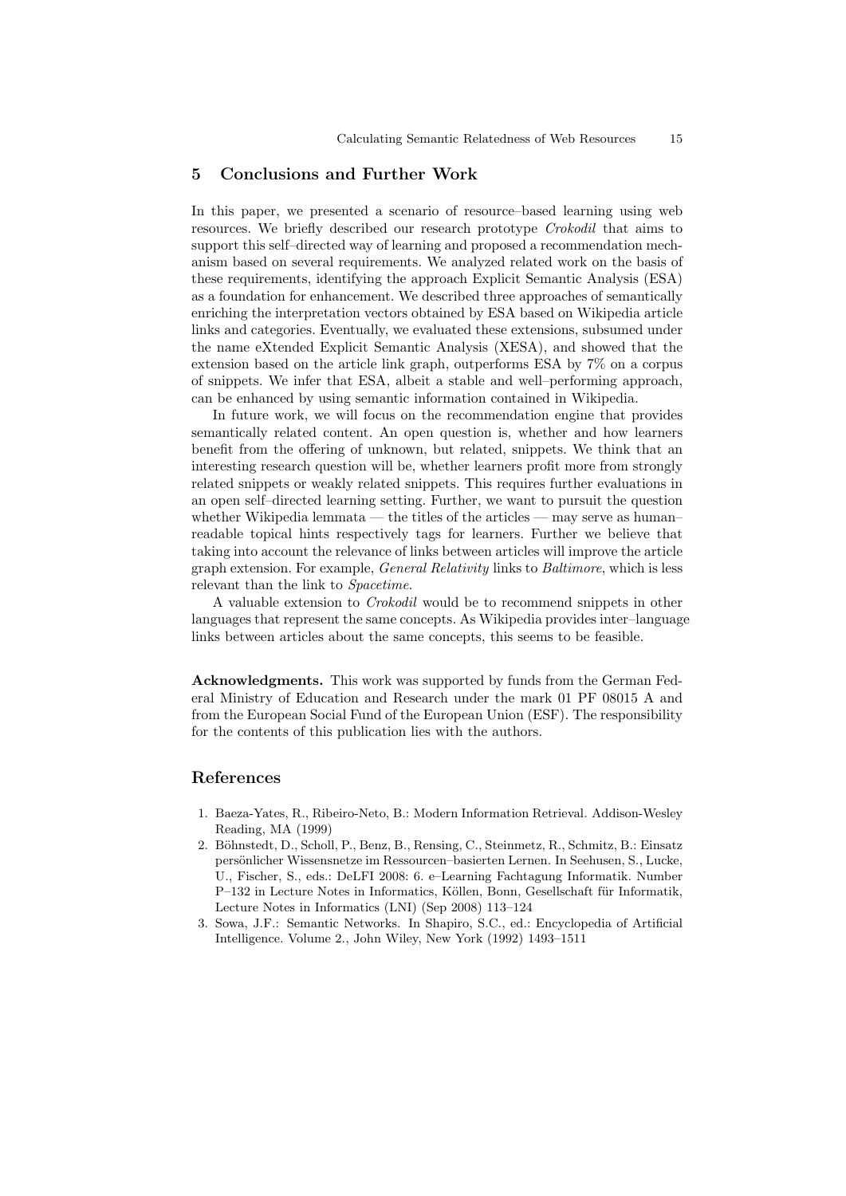## 5 Conclusions and Further Work

In this paper, we presented a scenario of resource–based learning using web resources. We briefly described our research prototype *Crokodil* that aims to support this self–directed way of learning and proposed a recommendation mechanism based on several requirements. We analyzed related work on the basis of these requirements, identifying the approach Explicit Semantic Analysis (ESA) as a foundation for enhancement. We described three approaches of semantically enriching the interpretation vectors obtained by ESA based on Wikipedia article links and categories. Eventually, we evaluated these extensions, subsumed under the name eXtended Explicit Semantic Analysis (XESA), and showed that the extension based on the article link graph, outperforms ESA by 7% on a corpus of snippets. We infer that ESA, albeit a stable and well–performing approach, can be enhanced by using semantic information contained in Wikipedia.

In future work, we will focus on the recommendation engine that provides semantically related content. An open question is, whether and how learners benefit from the offering of unknown, but related, snippets. We think that an interesting research question will be, whether learners profit more from strongly related snippets or weakly related snippets. This requires further evaluations in an open self–directed learning setting. Further, we want to pursuit the question whether Wikipedia lemmata — the titles of the articles — may serve as human–readable topical hints respectively tags for learners. Further we believe that taking into account the relevance of links between articles will improve the article graph extension. For example, *General Relativity* links to *Baltimore*, which is less relevant than the link to *Spacetime*.

A valuable extension to *Crokodil* would be to recommend snippets in other languages that represent the same concepts. As Wikipedia provides inter–language links between articles about the same concepts, this seems to be feasible.

**Acknowledgments.** This work was supported by funds from the German Federal Ministry of Education and Research under the mark 01 PF 08015 A and from the European Social Fund of the European Union (ESF). The responsibility for the contents of this publication lies with the authors.

## References

1. Baeza-Yates, R., Ribeiro-Neto, B.: Modern Information Retrieval. Addison-Wesley Reading, MA (1999)
2. Böhnstedt, D., Scholl, P., Benz, B., Rensing, C., Steinmetz, R., Schmitz, B.: Einsatz persönlicher Wissensnetze im Ressourcen–basierten Lernen. In Seehusen, S., Lucke, U., Fischer, S., eds.: DeLFI 2008: 6. e–Learning Fachtagung Informatik. Number P–132 in Lecture Notes in Informatics, Köllen, Bonn, Gesellschaft für Informatik, Lecture Notes in Informatics (LNI) (Sep 2008) 113–124
3. Sowa, J.F.: Semantic Networks. In Shapiro, S.C., ed.: Encyclopedia of Artificial Intelligence. Volume 2., John Wiley, New York (1992) 1493–1511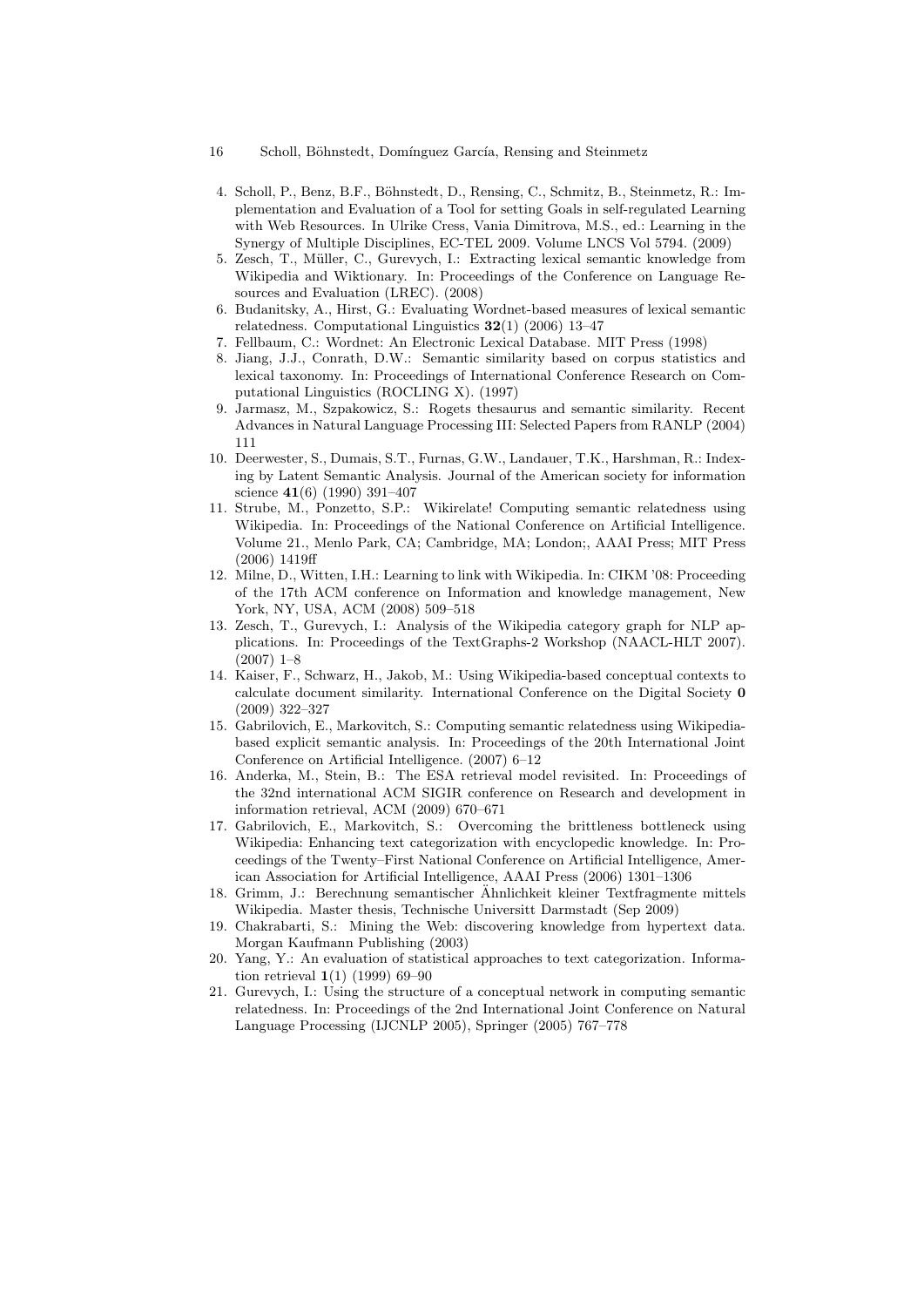4. Scholl, P., Benz, B.F., Böhnstedt, D., Rensing, C., Schmitz, B., Steinmetz, R.: Implementation and Evaluation of a Tool for setting Goals in self-regulated Learning with Web Resources. In Ulrike Cress, Vania Dimitrova, M.S., ed.: Learning in the Synergy of Multiple Disciplines, EC-TEL 2009. Volume LNCS Vol 5794. (2009)
5. Zesch, T., Müller, C., Gurevych, I.: Extracting lexical semantic knowledge from Wikipedia and Wiktionary. In: Proceedings of the Conference on Language Resources and Evaluation (LREC). (2008)
6. Budanitsky, A., Hirst, G.: Evaluating Wordnet-based measures of lexical semantic relatedness. Computational Linguistics **32**(1) (2006) 13–47
7. Fellbaum, C.: Wordnet: An Electronic Lexical Database. MIT Press (1998)
8. Jiang, J.J., Conrath, D.W.: Semantic similarity based on corpus statistics and lexical taxonomy. In: Proceedings of International Conference Research on Computational Linguistics (ROCLING X). (1997)
9. Jarmasz, M., Szpakowicz, S.: Rogets thesaurus and semantic similarity. Recent Advances in Natural Language Processing III: Selected Papers from RANLP (2004) 111
10. Deerwester, S., Dumais, S.T., Furnas, G.W., Landauer, T.K., Harshman, R.: Indexing by Latent Semantic Analysis. Journal of the American society for information science **41**(6) (1990) 391–407
11. Strube, M., Ponzetto, S.P.: Wikirelate! Computing semantic relatedness using Wikipedia. In: Proceedings of the National Conference on Artificial Intelligence. Volume 21., Menlo Park, CA; Cambridge, MA; London;, AAAI Press; MIT Press (2006) 1419ff
12. Milne, D., Witten, I.H.: Learning to link with Wikipedia. In: CIKM '08: Proceeding of the 17th ACM conference on Information and knowledge management, New York, NY, USA, ACM (2008) 509–518
13. Zesch, T., Gurevych, I.: Analysis of the Wikipedia category graph for NLP applications. In: Proceedings of the TextGraphs-2 Workshop (NAACL-HLT 2007). (2007) 1–8
14. Kaiser, F., Schwarz, H., Jakob, M.: Using Wikipedia-based conceptual contexts to calculate document similarity. International Conference on the Digital Society **0** (2009) 322–327
15. Gabrilovich, E., Markovitch, S.: Computing semantic relatedness using Wikipedia-based explicit semantic analysis. In: Proceedings of the 20th International Joint Conference on Artificial Intelligence. (2007) 6–12
16. Anderka, M., Stein, B.: The ESA retrieval model revisited. In: Proceedings of the 32nd international ACM SIGIR conference on Research and development in information retrieval, ACM (2009) 670–671
17. Gabrilovich, E., Markovitch, S.: Overcoming the brittleness bottleneck using Wikipedia: Enhancing text categorization with encyclopedic knowledge. In: Proceedings of the Twenty–First National Conference on Artificial Intelligence, American Association for Artificial Intelligence, AAAI Press (2006) 1301–1306
18. Grimm, J.: Berechnung semantischer Ähnlichkeit kleiner Textfragmente mittels Wikipedia. Master thesis, Technische Universitt Darmstadt (Sep 2009)
19. Chakrabarti, S.: Mining the Web: discovering knowledge from hypertext data. Morgan Kaufmann Publishing (2003)
20. Yang, Y.: An evaluation of statistical approaches to text categorization. Information retrieval **1**(1) (1999) 69–90
21. Gurevych, I.: Using the structure of a conceptual network in computing semantic relatedness. In: Proceedings of the 2nd International Joint Conference on Natural Language Processing (IJCNLP 2005), Springer (2005) 767–778